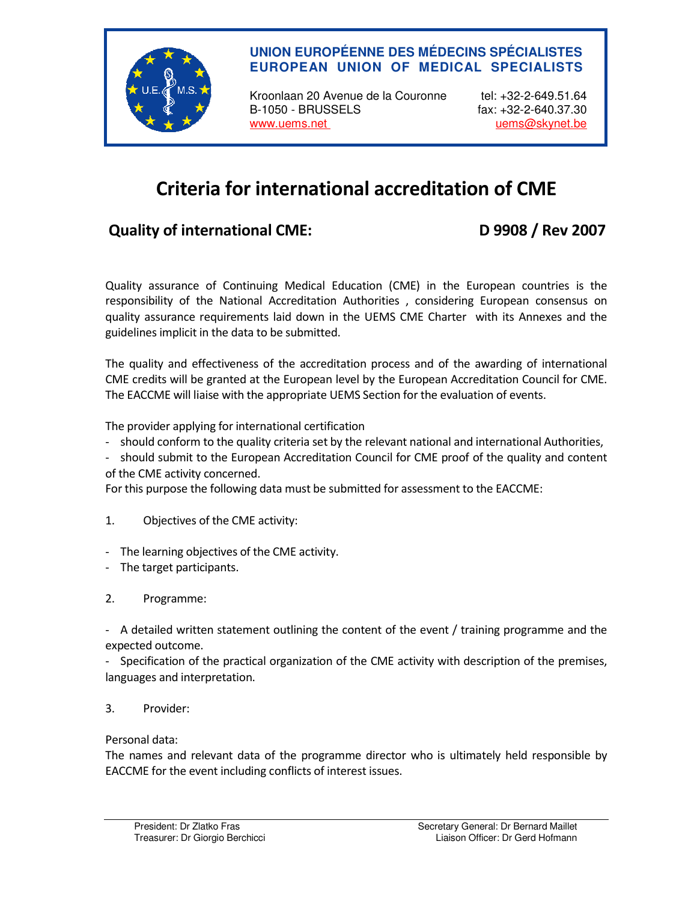**UNION EUROPÉENNE DES MÉDECINS SPÉCIALISTES**
**EUROPEAN UNION OF MEDICAL SPECIALISTS**

Kroonlaan 20 Avenue de la Couronne
B-1050 - BRUSSELS
www.uems.net

tel: +32-2-649.51.64
fax: +32-2-640.37.30
uems@skynet.be

# Criteria for international accreditation of CME

## Quality of international CME: D 9908 / Rev 2007

Quality assurance of Continuing Medical Education (CME) in the European countries is the responsibility of the National Accreditation Authorities , considering European consensus on quality assurance requirements laid down in the UEMS CME Charter with its Annexes and the guidelines implicit in the data to be submitted.

The quality and effectiveness of the accreditation process and of the awarding of international CME credits will be granted at the European level by the European Accreditation Council for CME. The EACCME will liaise with the appropriate UEMS Section for the evaluation of events.

The provider applying for international certification

- should conform to the quality criteria set by the relevant national and international Authorities,
- should submit to the European Accreditation Council for CME proof of the quality and content of the CME activity concerned.

For this purpose the following data must be submitted for assessment to the EACCME:

1. Objectives of the CME activity:

- The learning objectives of the CME activity.
- The target participants.

2. Programme:

- A detailed written statement outlining the content of the event / training programme and the expected outcome.
- Specification of the practical organization of the CME activity with description of the premises, languages and interpretation.

3. Provider:

Personal data:
The names and relevant data of the programme director who is ultimately held responsible by EACCME for the event including conflicts of interest issues.

President: Dr Zlatko Fras
Treasurer: Dr Giorgio Berchicci

Secretary General: Dr Bernard Maillet
Liaison Officer: Dr Gerd Hofmann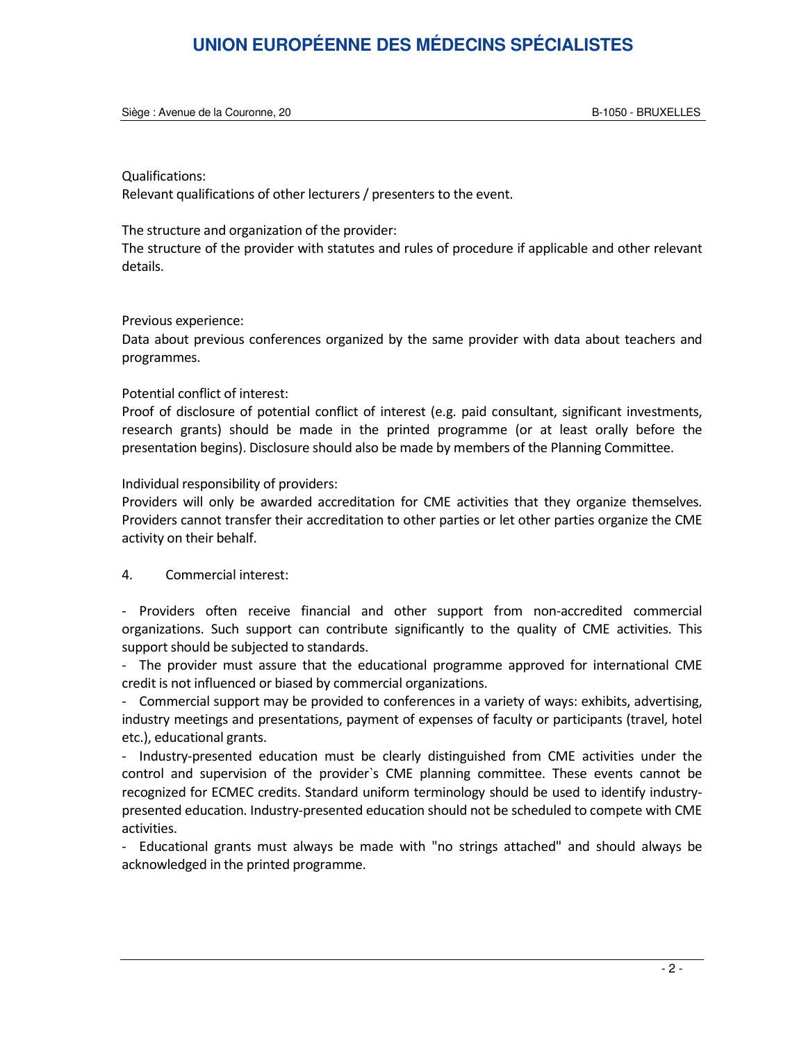Qualifications:
Relevant qualifications of other lecturers / presenters to the event.

The structure and organization of the provider:
The structure of the provider with statutes and rules of procedure if applicable and other relevant details.

Previous experience:
Data about previous conferences organized by the same provider with data about teachers and programmes.

Potential conflict of interest:
Proof of disclosure of potential conflict of interest (e.g. paid consultant, significant investments, research grants) should be made in the printed programme (or at least orally before the presentation begins). Disclosure should also be made by members of the Planning Committee.

Individual responsibility of providers:
Providers will only be awarded accreditation for CME activities that they organize themselves. Providers cannot transfer their accreditation to other parties or let other parties organize the CME activity on their behalf.

4. Commercial interest:

- Providers often receive financial and other support from non-accredited commercial organizations. Such support can contribute significantly to the quality of CME activities. This support should be subjected to standards.
- The provider must assure that the educational programme approved for international CME credit is not influenced or biased by commercial organizations.
- Commercial support may be provided to conferences in a variety of ways: exhibits, advertising, industry meetings and presentations, payment of expenses of faculty or participants (travel, hotel etc.), educational grants.
- Industry-presented education must be clearly distinguished from CME activities under the control and supervision of the provider`s CME planning committee. These events cannot be recognized for ECMEC credits. Standard uniform terminology should be used to identify industry-presented education. Industry-presented education should not be scheduled to compete with CME activities.
- Educational grants must always be made with "no strings attached" and should always be acknowledged in the printed programme.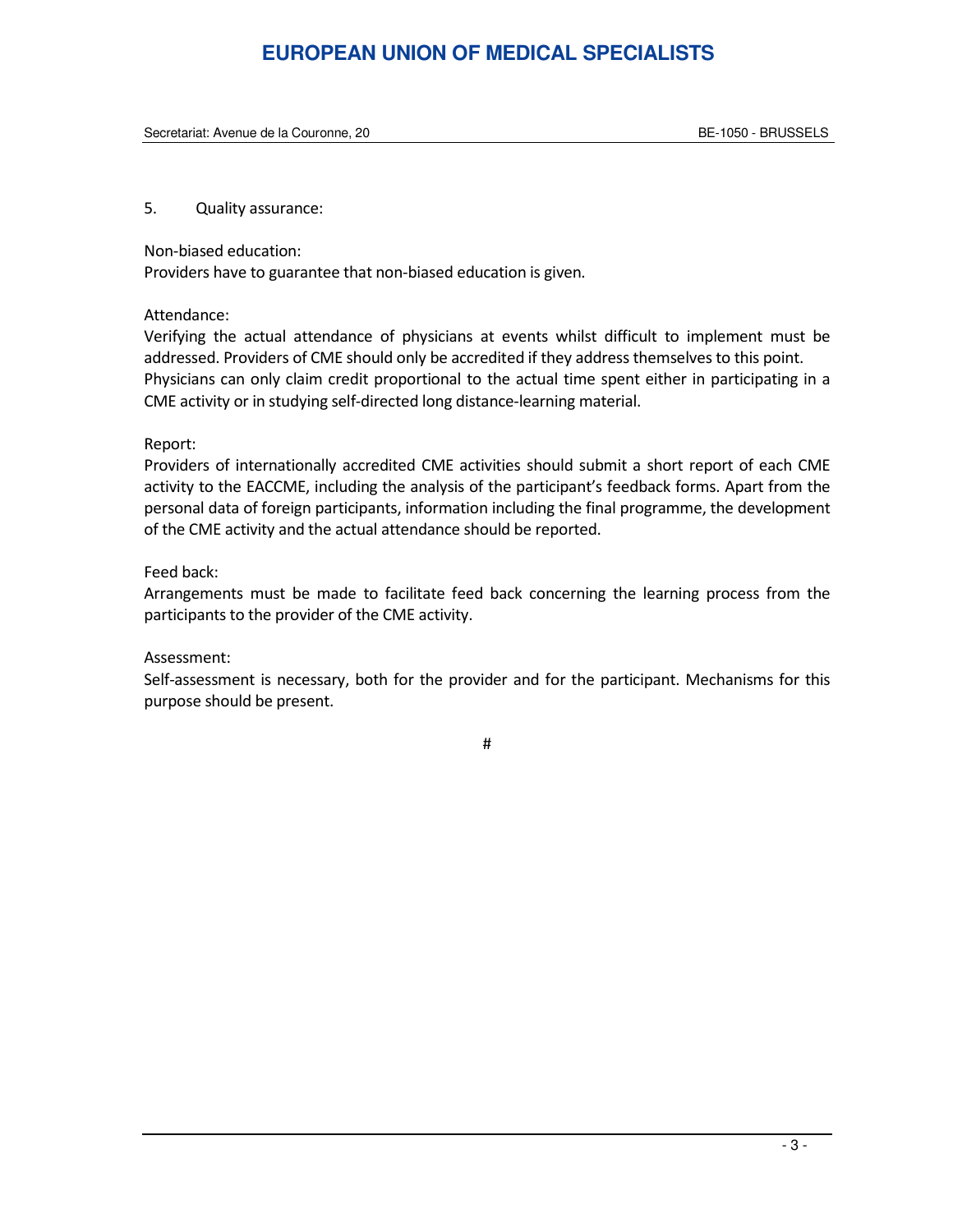5. Quality assurance:

Non-biased education:
Providers have to guarantee that non-biased education is given.

Attendance:
Verifying the actual attendance of physicians at events whilst difficult to implement must be addressed. Providers of CME should only be accredited if they address themselves to this point. Physicians can only claim credit proportional to the actual time spent either in participating in a CME activity or in studying self-directed long distance-learning material.

Report:
Providers of internationally accredited CME activities should submit a short report of each CME activity to the EACCME, including the analysis of the participant's feedback forms. Apart from the personal data of foreign participants, information including the final programme, the development of the CME activity and the actual attendance should be reported.

Feed back:
Arrangements must be made to facilitate feed back concerning the learning process from the participants to the provider of the CME activity.

Assessment:
Self-assessment is necessary, both for the provider and for the participant. Mechanisms for this purpose should be present.

#